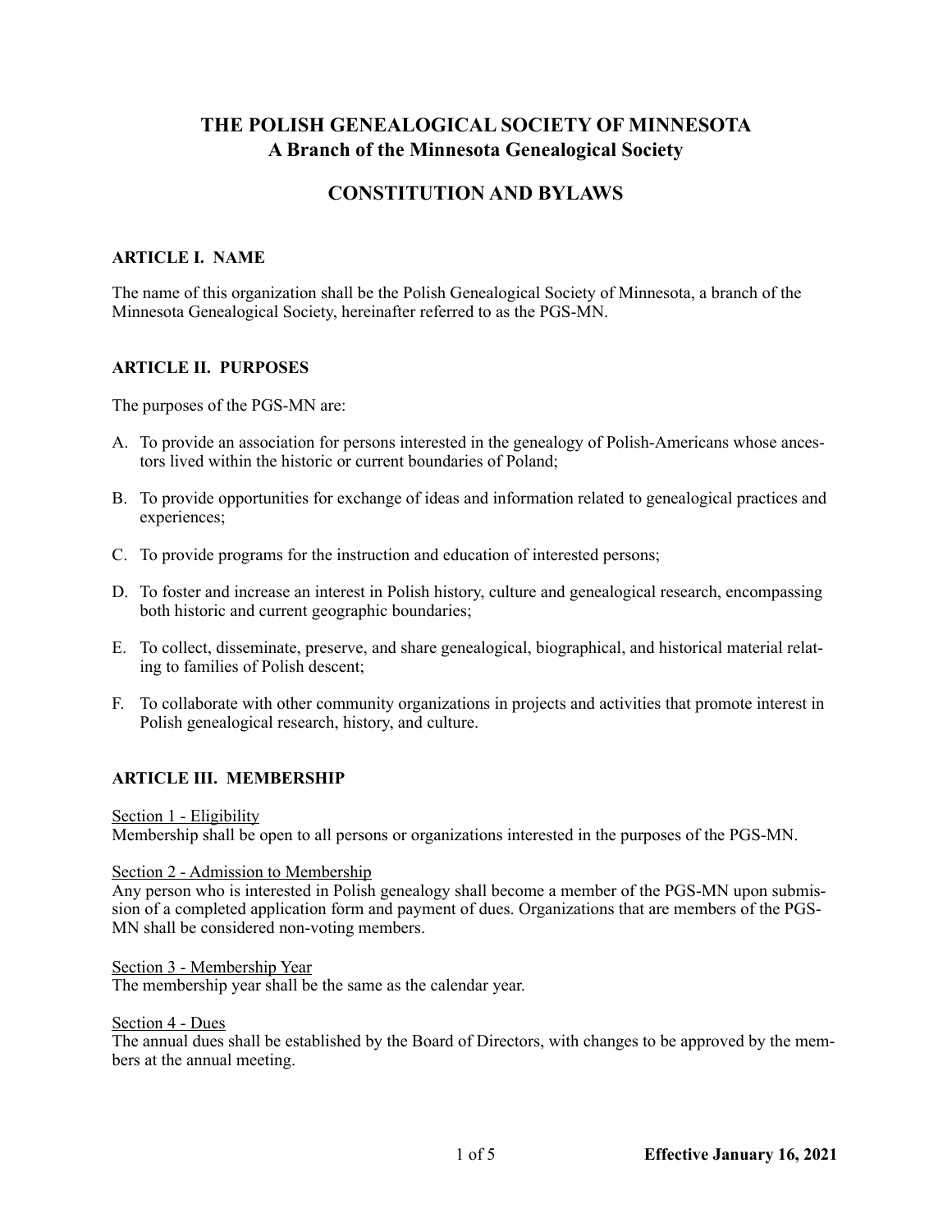# THE POLISH GENEALOGICAL SOCIETY OF MINNESOTA
## A Branch of the Minnesota Genealogical Society

# CONSTITUTION AND BYLAWS

### ARTICLE I. NAME

The name of this organization shall be the Polish Genealogical Society of Minnesota, a branch of the Minnesota Genealogical Society, hereinafter referred to as the PGS-MN.

### ARTICLE II. PURPOSES

The purposes of the PGS-MN are:

A. To provide an association for persons interested in the genealogy of Polish-Americans whose ancestors lived within the historic or current boundaries of Poland;

B. To provide opportunities for exchange of ideas and information related to genealogical practices and experiences;

C. To provide programs for the instruction and education of interested persons;

D. To foster and increase an interest in Polish history, culture and genealogical research, encompassing both historic and current geographic boundaries;

E. To collect, disseminate, preserve, and share genealogical, biographical, and historical material relating to families of Polish descent;

F. To collaborate with other community organizations in projects and activities that promote interest in Polish genealogical research, history, and culture.

### ARTICLE III. MEMBERSHIP

<u>Section 1 - Eligibility</u>
Membership shall be open to all persons or organizations interested in the purposes of the PGS-MN.

<u>Section 2 - Admission to Membership</u>
Any person who is interested in Polish genealogy shall become a member of the PGS-MN upon submission of a completed application form and payment of dues. Organizations that are members of the PGS-MN shall be considered non-voting members.

<u>Section 3 - Membership Year</u>
The membership year shall be the same as the calendar year.

<u>Section 4 - Dues</u>
The annual dues shall be established by the Board of Directors, with changes to be approved by the members at the annual meeting.

**Effective January 16, 2021**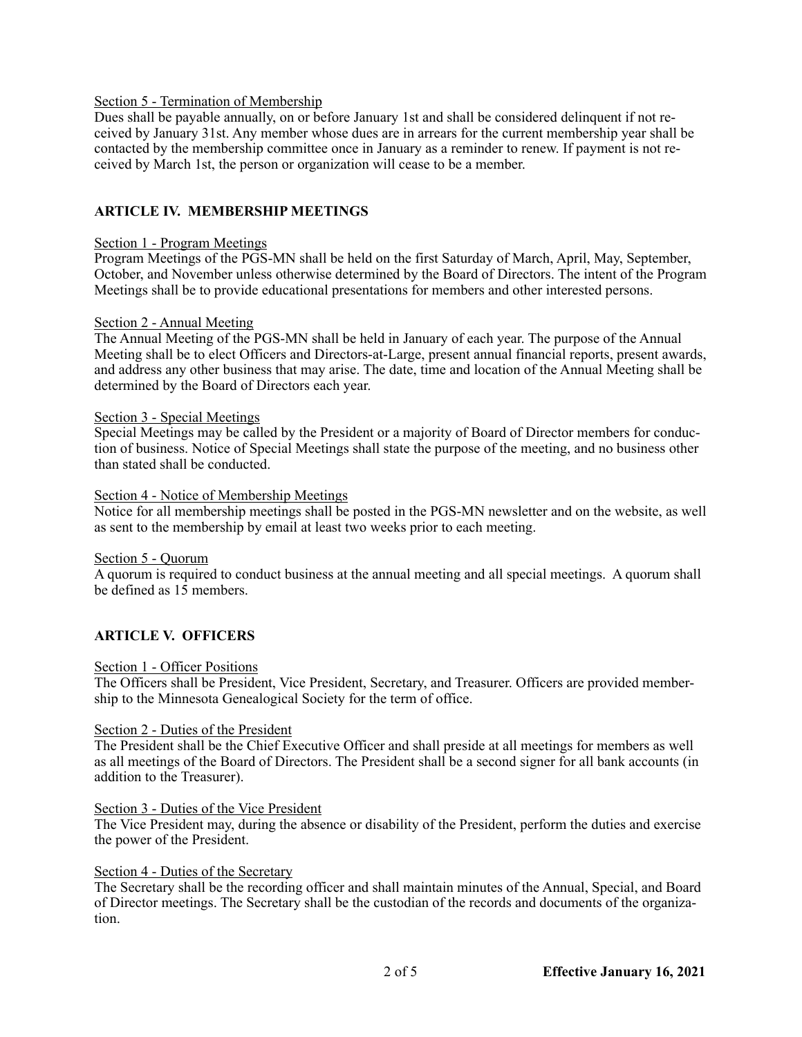Section 5 - Termination of Membership

Dues shall be payable annually, on or before January 1st and shall be considered delinquent if not received by January 31st. Any member whose dues are in arrears for the current membership year shall be contacted by the membership committee once in January as a reminder to renew. If payment is not received by March 1st, the person or organization will cease to be a member.

## ARTICLE IV. MEMBERSHIP MEETINGS

Section 1 - Program Meetings

Program Meetings of the PGS-MN shall be held on the first Saturday of March, April, May, September, October, and November unless otherwise determined by the Board of Directors. The intent of the Program Meetings shall be to provide educational presentations for members and other interested persons.

Section 2 - Annual Meeting

The Annual Meeting of the PGS-MN shall be held in January of each year. The purpose of the Annual Meeting shall be to elect Officers and Directors-at-Large, present annual financial reports, present awards, and address any other business that may arise. The date, time and location of the Annual Meeting shall be determined by the Board of Directors each year.

Section 3 - Special Meetings

Special Meetings may be called by the President or a majority of Board of Director members for conduction of business. Notice of Special Meetings shall state the purpose of the meeting, and no business other than stated shall be conducted.

Section 4 - Notice of Membership Meetings

Notice for all membership meetings shall be posted in the PGS-MN newsletter and on the website, as well as sent to the membership by email at least two weeks prior to each meeting.

Section 5 - Quorum

A quorum is required to conduct business at the annual meeting and all special meetings. A quorum shall be defined as 15 members.

## ARTICLE V. OFFICERS

Section 1 - Officer Positions

The Officers shall be President, Vice President, Secretary, and Treasurer. Officers are provided membership to the Minnesota Genealogical Society for the term of office.

Section 2 - Duties of the President

The President shall be the Chief Executive Officer and shall preside at all meetings for members as well as all meetings of the Board of Directors. The President shall be a second signer for all bank accounts (in addition to the Treasurer).

Section 3 - Duties of the Vice President

The Vice President may, during the absence or disability of the President, perform the duties and exercise the power of the President.

Section 4 - Duties of the Secretary

The Secretary shall be the recording officer and shall maintain minutes of the Annual, Special, and Board of Director meetings. The Secretary shall be the custodian of the records and documents of the organization.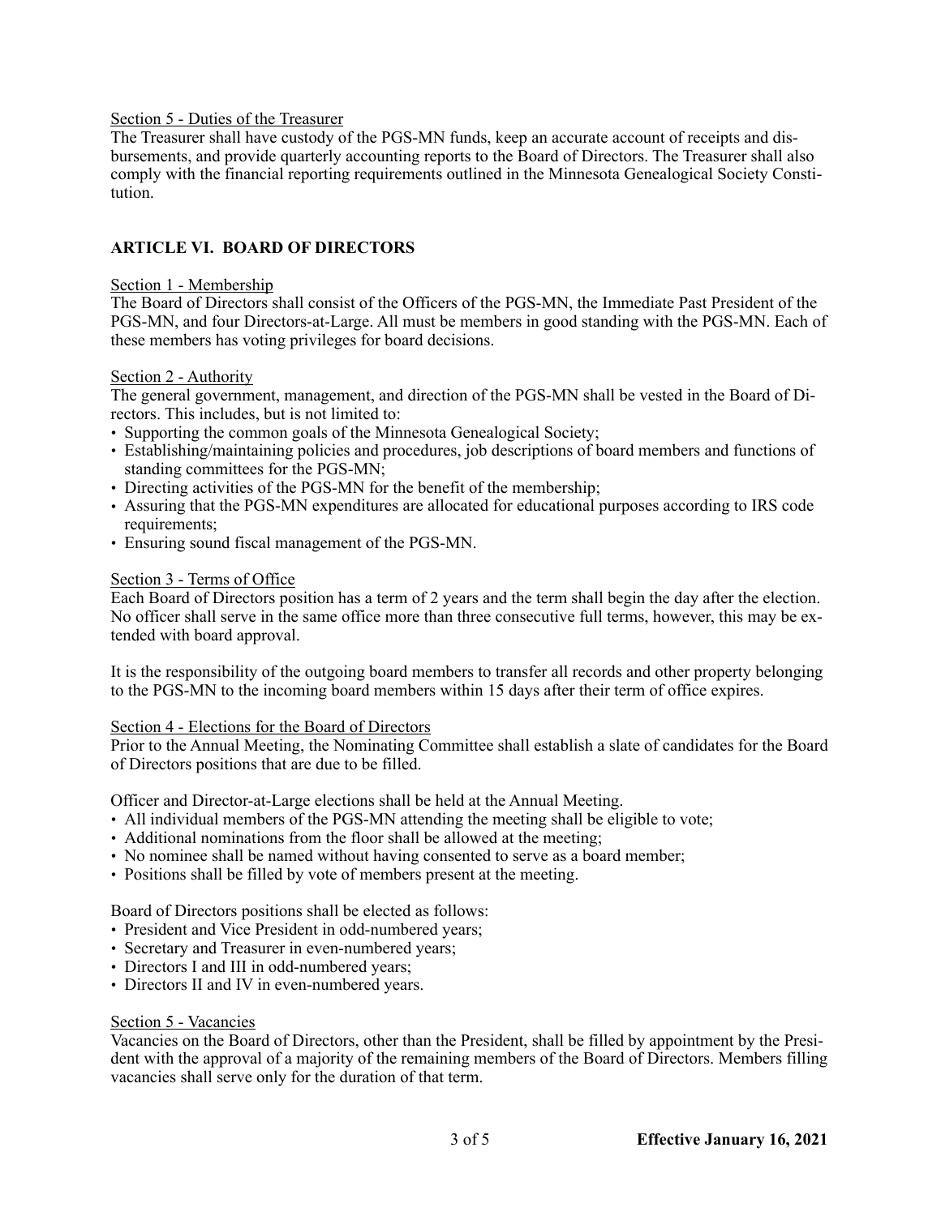Section 5 - Duties of the Treasurer

The Treasurer shall have custody of the PGS-MN funds, keep an accurate account of receipts and disbursements, and provide quarterly accounting reports to the Board of Directors. The Treasurer shall also comply with the financial reporting requirements outlined in the Minnesota Genealogical Society Constitution.

## ARTICLE VI. BOARD OF DIRECTORS

Section 1 - Membership

The Board of Directors shall consist of the Officers of the PGS-MN, the Immediate Past President of the PGS-MN, and four Directors-at-Large. All must be members in good standing with the PGS-MN. Each of these members has voting privileges for board decisions.

Section 2 - Authority

The general government, management, and direction of the PGS-MN shall be vested in the Board of Directors. This includes, but is not limited to:

- Supporting the common goals of the Minnesota Genealogical Society;
- Establishing/maintaining policies and procedures, job descriptions of board members and functions of standing committees for the PGS-MN;
- Directing activities of the PGS-MN for the benefit of the membership;
- Assuring that the PGS-MN expenditures are allocated for educational purposes according to IRS code requirements;
- Ensuring sound fiscal management of the PGS-MN.

Section 3 - Terms of Office

Each Board of Directors position has a term of 2 years and the term shall begin the day after the election. No officer shall serve in the same office more than three consecutive full terms, however, this may be extended with board approval.

It is the responsibility of the outgoing board members to transfer all records and other property belonging to the PGS-MN to the incoming board members within 15 days after their term of office expires.

Section 4 - Elections for the Board of Directors

Prior to the Annual Meeting, the Nominating Committee shall establish a slate of candidates for the Board of Directors positions that are due to be filled.

Officer and Director-at-Large elections shall be held at the Annual Meeting.

- All individual members of the PGS-MN attending the meeting shall be eligible to vote;
- Additional nominations from the floor shall be allowed at the meeting;
- No nominee shall be named without having consented to serve as a board member;
- Positions shall be filled by vote of members present at the meeting.

Board of Directors positions shall be elected as follows:

- President and Vice President in odd-numbered years;
- Secretary and Treasurer in even-numbered years;
- Directors I and III in odd-numbered years;
- Directors II and IV in even-numbered years.

Section 5 - Vacancies

Vacancies on the Board of Directors, other than the President, shall be filled by appointment by the President with the approval of a majority of the remaining members of the Board of Directors. Members filling vacancies shall serve only for the duration of that term.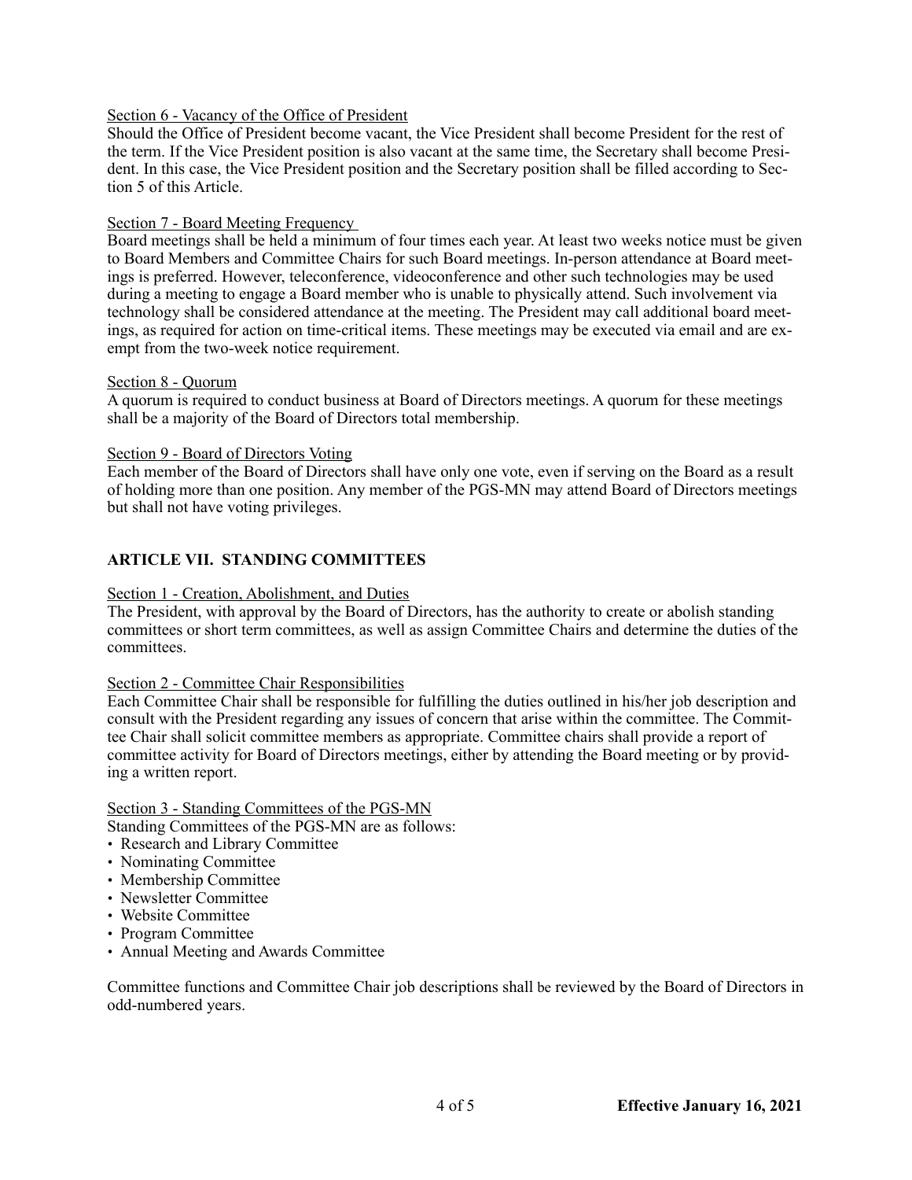Section 6 - Vacancy of the Office of President

Should the Office of President become vacant, the Vice President shall become President for the rest of the term. If the Vice President position is also vacant at the same time, the Secretary shall become President. In this case, the Vice President position and the Secretary position shall be filled according to Section 5 of this Article.

Section 7 - Board Meeting Frequency

Board meetings shall be held a minimum of four times each year. At least two weeks notice must be given to Board Members and Committee Chairs for such Board meetings. In-person attendance at Board meetings is preferred. However, teleconference, videoconference and other such technologies may be used during a meeting to engage a Board member who is unable to physically attend. Such involvement via technology shall be considered attendance at the meeting. The President may call additional board meetings, as required for action on time-critical items. These meetings may be executed via email and are exempt from the two-week notice requirement.

Section 8 - Quorum

A quorum is required to conduct business at Board of Directors meetings. A quorum for these meetings shall be a majority of the Board of Directors total membership.

Section 9 - Board of Directors Voting

Each member of the Board of Directors shall have only one vote, even if serving on the Board as a result of holding more than one position. Any member of the PGS-MN may attend Board of Directors meetings but shall not have voting privileges.

## ARTICLE VII. STANDING COMMITTEES

Section 1 - Creation, Abolishment, and Duties

The President, with approval by the Board of Directors, has the authority to create or abolish standing committees or short term committees, as well as assign Committee Chairs and determine the duties of the committees.

Section 2 - Committee Chair Responsibilities

Each Committee Chair shall be responsible for fulfilling the duties outlined in his/her job description and consult with the President regarding any issues of concern that arise within the committee. The Committee Chair shall solicit committee members as appropriate. Committee chairs shall provide a report of committee activity for Board of Directors meetings, either by attending the Board meeting or by providing a written report.

Section 3 - Standing Committees of the PGS-MN

Standing Committees of the PGS-MN are as follows:

- Research and Library Committee
- Nominating Committee
- Membership Committee
- Newsletter Committee
- Website Committee
- Program Committee
- Annual Meeting and Awards Committee

Committee functions and Committee Chair job descriptions shall be reviewed by the Board of Directors in odd-numbered years.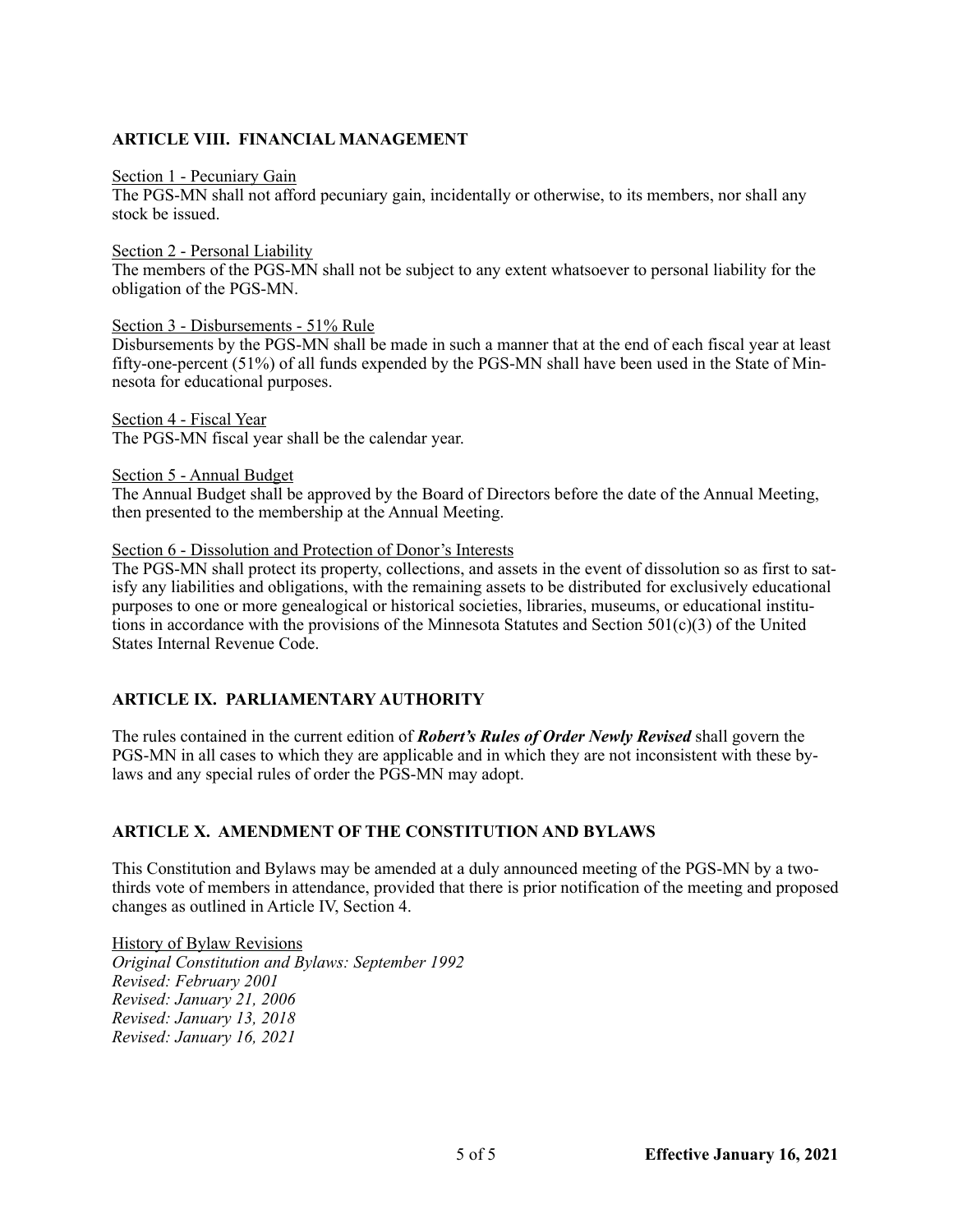## ARTICLE VIII. FINANCIAL MANAGEMENT

Section 1 - Pecuniary Gain

The PGS-MN shall not afford pecuniary gain, incidentally or otherwise, to its members, nor shall any stock be issued.

Section 2 - Personal Liability

The members of the PGS-MN shall not be subject to any extent whatsoever to personal liability for the obligation of the PGS-MN.

Section 3 - Disbursements - 51% Rule

Disbursements by the PGS-MN shall be made in such a manner that at the end of each fiscal year at least fifty-one-percent (51%) of all funds expended by the PGS-MN shall have been used in the State of Minnesota for educational purposes.

Section 4 - Fiscal Year

The PGS-MN fiscal year shall be the calendar year.

Section 5 - Annual Budget

The Annual Budget shall be approved by the Board of Directors before the date of the Annual Meeting, then presented to the membership at the Annual Meeting.

Section 6 - Dissolution and Protection of Donor's Interests

The PGS-MN shall protect its property, collections, and assets in the event of dissolution so as first to satisfy any liabilities and obligations, with the remaining assets to be distributed for exclusively educational purposes to one or more genealogical or historical societies, libraries, museums, or educational institutions in accordance with the provisions of the Minnesota Statutes and Section 501(c)(3) of the United States Internal Revenue Code.

## ARTICLE IX. PARLIAMENTARY AUTHORITY

The rules contained in the current edition of ***Robert's Rules of Order Newly Revised*** shall govern the PGS-MN in all cases to which they are applicable and in which they are not inconsistent with these bylaws and any special rules of order the PGS-MN may adopt.

## ARTICLE X. AMENDMENT OF THE CONSTITUTION AND BYLAWS

This Constitution and Bylaws may be amended at a duly announced meeting of the PGS-MN by a two-thirds vote of members in attendance, provided that there is prior notification of the meeting and proposed changes as outlined in Article IV, Section 4.

History of Bylaw Revisions

*Original Constitution and Bylaws: September 1992*
*Revised: February 2001*
*Revised: January 21, 2006*
*Revised: January 13, 2018*
*Revised: January 16, 2021*

**Effective January 16, 2021**